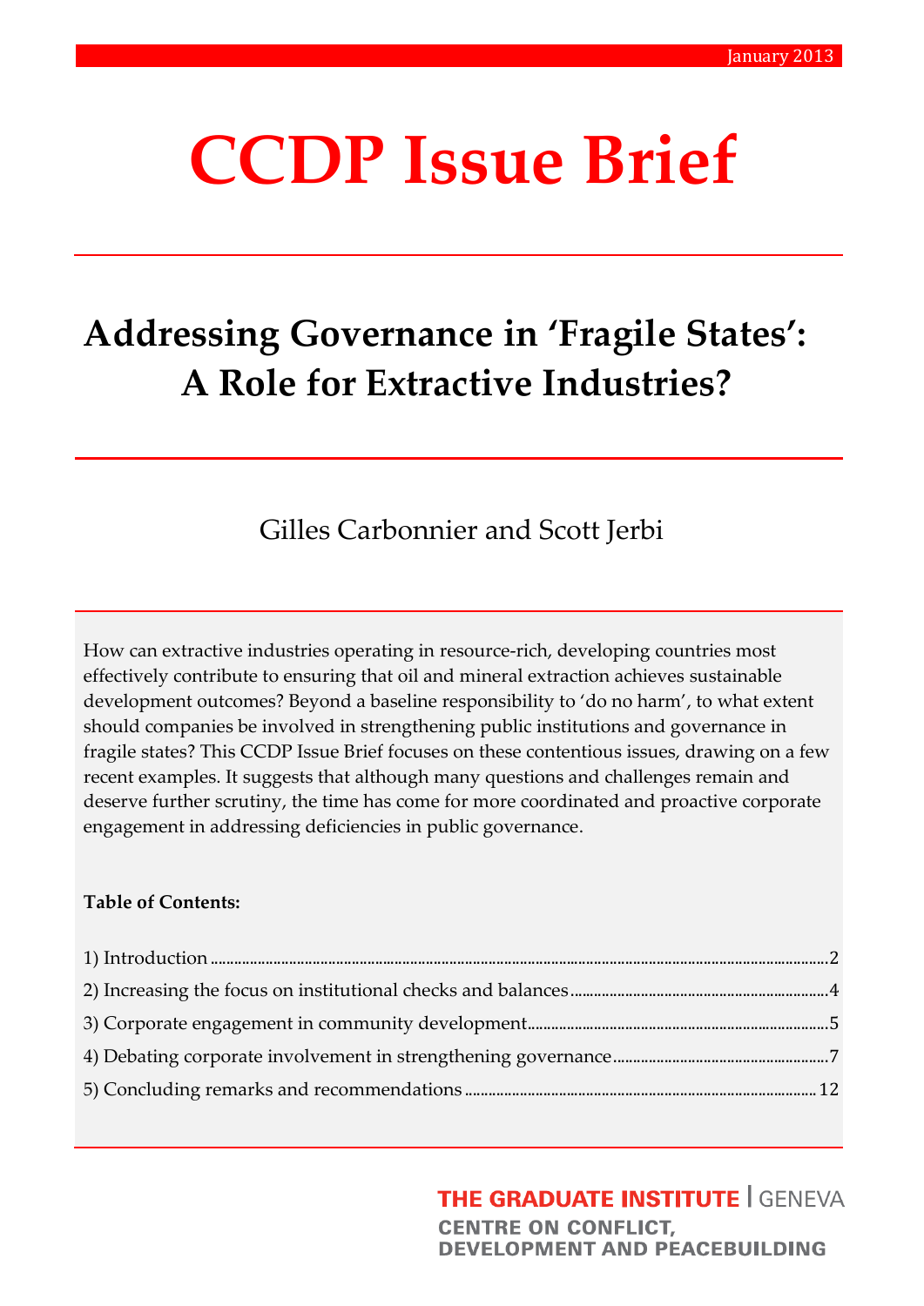January 2013

# CCDP Issue Brief

## Addressing Governance in 'Fragile States': A Role for Extractive Industries?

Gilles Carbonnier and Scott Jerbi

How can extractive industries operating in resource-rich, developing countries most effectively contribute to ensuring that oil and mineral extraction achieves sustainable development outcomes? Beyond a baseline responsibility to 'do no harm', to what extent should companies be involved in strengthening public institutions and governance in fragile states? This CCDP Issue Brief focuses on these contentious issues, drawing on a few recent examples. It suggests that although many questions and challenges remain and deserve further scrutiny, the time has come for more coordinated and proactive corporate engagement in addressing deficiencies in public governance.

**Table of Contents:**

1) Introduction ........ 2
2) Increasing the focus on institutional checks and balances ........ 4
3) Corporate engagement in community development ........ 5
4) Debating corporate involvement in strengthening governance ........ 7
5) Concluding remarks and recommendations ........ 12

THE GRADUATE INSTITUTE | GENEVA
CENTRE ON CONFLICT, DEVELOPMENT AND PEACEBUILDING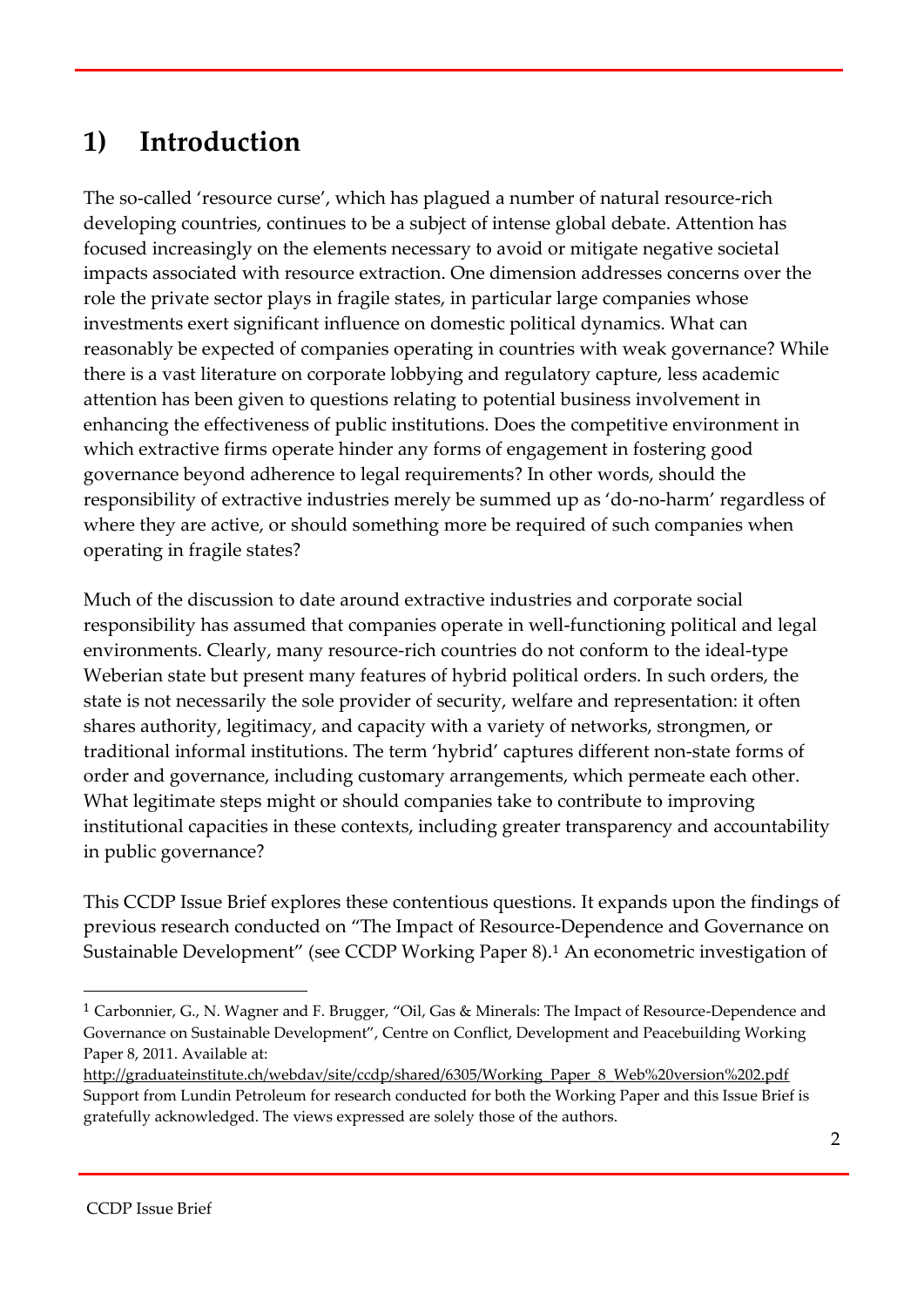# 1) Introduction

The so-called 'resource curse', which has plagued a number of natural resource-rich developing countries, continues to be a subject of intense global debate. Attention has focused increasingly on the elements necessary to avoid or mitigate negative societal impacts associated with resource extraction. One dimension addresses concerns over the role the private sector plays in fragile states, in particular large companies whose investments exert significant influence on domestic political dynamics. What can reasonably be expected of companies operating in countries with weak governance? While there is a vast literature on corporate lobbying and regulatory capture, less academic attention has been given to questions relating to potential business involvement in enhancing the effectiveness of public institutions. Does the competitive environment in which extractive firms operate hinder any forms of engagement in fostering good governance beyond adherence to legal requirements? In other words, should the responsibility of extractive industries merely be summed up as 'do-no-harm' regardless of where they are active, or should something more be required of such companies when operating in fragile states?

Much of the discussion to date around extractive industries and corporate social responsibility has assumed that companies operate in well-functioning political and legal environments. Clearly, many resource-rich countries do not conform to the ideal-type Weberian state but present many features of hybrid political orders. In such orders, the state is not necessarily the sole provider of security, welfare and representation: it often shares authority, legitimacy, and capacity with a variety of networks, strongmen, or traditional informal institutions. The term 'hybrid' captures different non-state forms of order and governance, including customary arrangements, which permeate each other. What legitimate steps might or should companies take to contribute to improving institutional capacities in these contexts, including greater transparency and accountability in public governance?

This CCDP Issue Brief explores these contentious questions. It expands upon the findings of previous research conducted on "The Impact of Resource-Dependence and Governance on Sustainable Development" (see CCDP Working Paper 8).[1] An econometric investigation of

---

[1] Carbonnier, G., N. Wagner and F. Brugger, "Oil, Gas & Minerals: The Impact of Resource-Dependence and Governance on Sustainable Development", Centre on Conflict, Development and Peacebuilding Working Paper 8, 2011. Available at: http://graduateinstitute.ch/webdav/site/ccdp/shared/6305/Working_Paper_8_Web%20version%202.pdf Support from Lundin Petroleum for research conducted for both the Working Paper and this Issue Brief is gratefully acknowledged. The views expressed are solely those of the authors.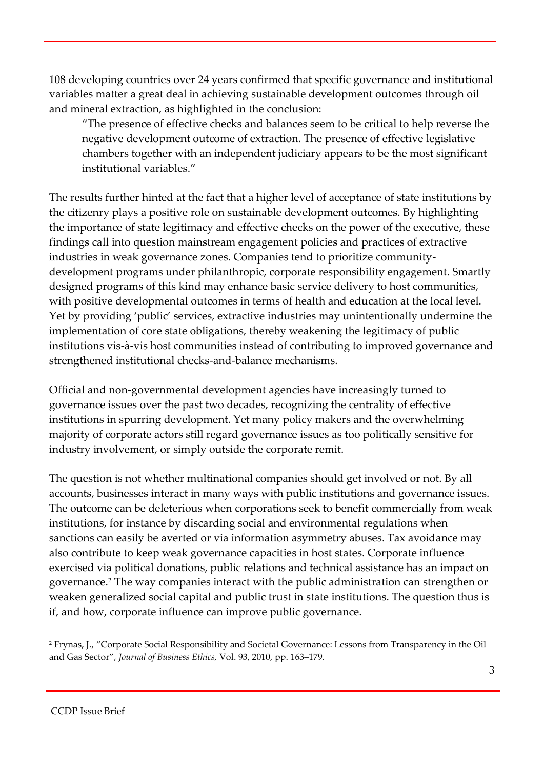108 developing countries over 24 years confirmed that specific governance and institutional variables matter a great deal in achieving sustainable development outcomes through oil and mineral extraction, as highlighted in the conclusion:

> "The presence of effective checks and balances seem to be critical to help reverse the negative development outcome of extraction. The presence of effective legislative chambers together with an independent judiciary appears to be the most significant institutional variables."

The results further hinted at the fact that a higher level of acceptance of state institutions by the citizenry plays a positive role on sustainable development outcomes. By highlighting the importance of state legitimacy and effective checks on the power of the executive, these findings call into question mainstream engagement policies and practices of extractive industries in weak governance zones. Companies tend to prioritize community-development programs under philanthropic, corporate responsibility engagement. Smartly designed programs of this kind may enhance basic service delivery to host communities, with positive developmental outcomes in terms of health and education at the local level. Yet by providing 'public' services, extractive industries may unintentionally undermine the implementation of core state obligations, thereby weakening the legitimacy of public institutions vis-à-vis host communities instead of contributing to improved governance and strengthened institutional checks-and-balance mechanisms.

Official and non-governmental development agencies have increasingly turned to governance issues over the past two decades, recognizing the centrality of effective institutions in spurring development. Yet many policy makers and the overwhelming majority of corporate actors still regard governance issues as too politically sensitive for industry involvement, or simply outside the corporate remit.

The question is not whether multinational companies should get involved or not. By all accounts, businesses interact in many ways with public institutions and governance issues. The outcome can be deleterious when corporations seek to benefit commercially from weak institutions, for instance by discarding social and environmental regulations when sanctions can easily be averted or via information asymmetry abuses. Tax avoidance may also contribute to keep weak governance capacities in host states. Corporate influence exercised via political donations, public relations and technical assistance has an impact on governance.[2] The way companies interact with the public administration can strengthen or weaken generalized social capital and public trust in state institutions. The question thus is if, and how, corporate influence can improve public governance.

---

[2] Frynas, J., "Corporate Social Responsibility and Societal Governance: Lessons from Transparency in the Oil and Gas Sector", *Journal of Business Ethics,* Vol. 93, 2010, pp. 163–179.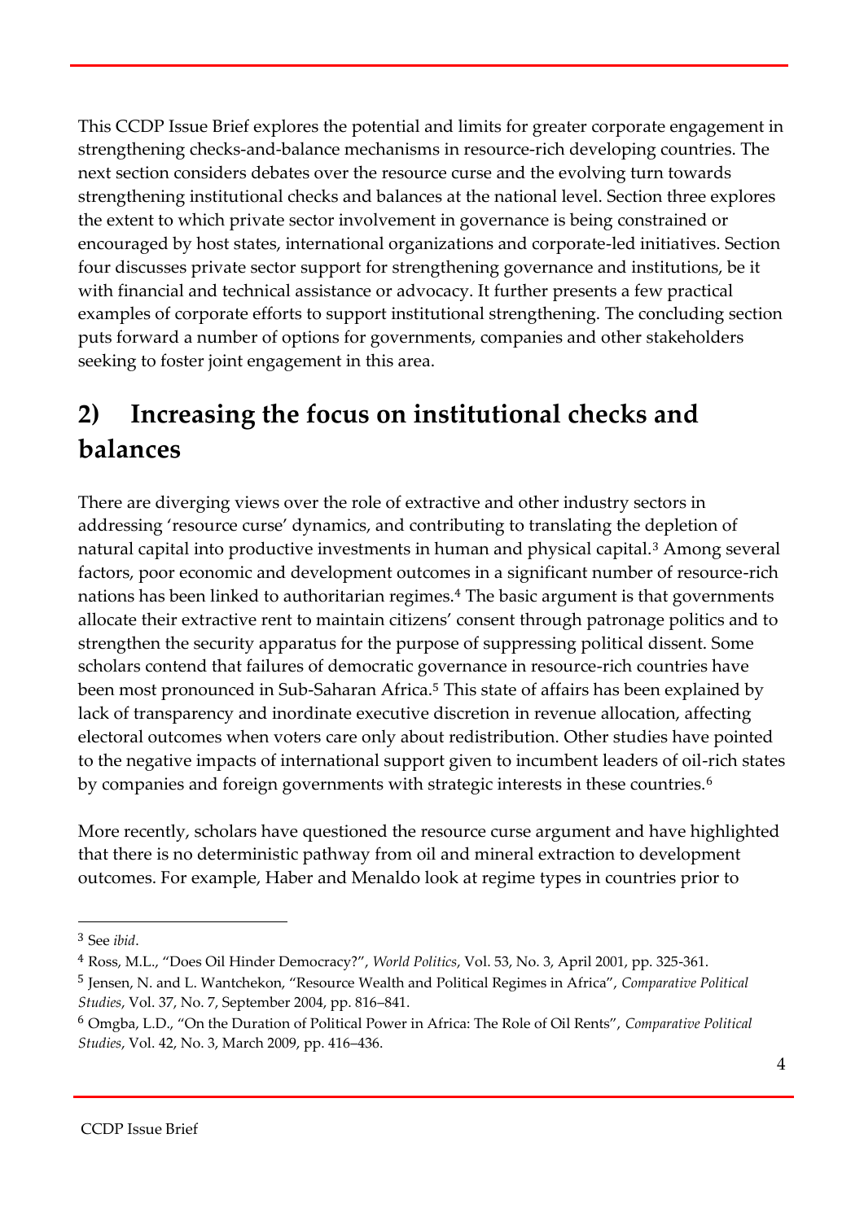This CCDP Issue Brief explores the potential and limits for greater corporate engagement in strengthening checks-and-balance mechanisms in resource-rich developing countries. The next section considers debates over the resource curse and the evolving turn towards strengthening institutional checks and balances at the national level. Section three explores the extent to which private sector involvement in governance is being constrained or encouraged by host states, international organizations and corporate-led initiatives. Section four discusses private sector support for strengthening governance and institutions, be it with financial and technical assistance or advocacy. It further presents a few practical examples of corporate efforts to support institutional strengthening. The concluding section puts forward a number of options for governments, companies and other stakeholders seeking to foster joint engagement in this area.

## 2) Increasing the focus on institutional checks and balances

There are diverging views over the role of extractive and other industry sectors in addressing 'resource curse' dynamics, and contributing to translating the depletion of natural capital into productive investments in human and physical capital.[3] Among several factors, poor economic and development outcomes in a significant number of resource-rich nations has been linked to authoritarian regimes.[4] The basic argument is that governments allocate their extractive rent to maintain citizens' consent through patronage politics and to strengthen the security apparatus for the purpose of suppressing political dissent. Some scholars contend that failures of democratic governance in resource-rich countries have been most pronounced in Sub-Saharan Africa.[5] This state of affairs has been explained by lack of transparency and inordinate executive discretion in revenue allocation, affecting electoral outcomes when voters care only about redistribution. Other studies have pointed to the negative impacts of international support given to incumbent leaders of oil-rich states by companies and foreign governments with strategic interests in these countries.[6]

More recently, scholars have questioned the resource curse argument and have highlighted that there is no deterministic pathway from oil and mineral extraction to development outcomes. For example, Haber and Menaldo look at regime types in countries prior to

---

[3] See *ibid*.

[4] Ross, M.L., "Does Oil Hinder Democracy?", *World Politics*, Vol. 53, No. 3, April 2001, pp. 325-361.

[5] Jensen, N. and L. Wantchekon, "Resource Wealth and Political Regimes in Africa", *Comparative Political Studies*, Vol. 37, No. 7, September 2004, pp. 816–841.

[6] Omgba, L.D., "On the Duration of Political Power in Africa: The Role of Oil Rents", *Comparative Political Studies*, Vol. 42, No. 3, March 2009, pp. 416–436.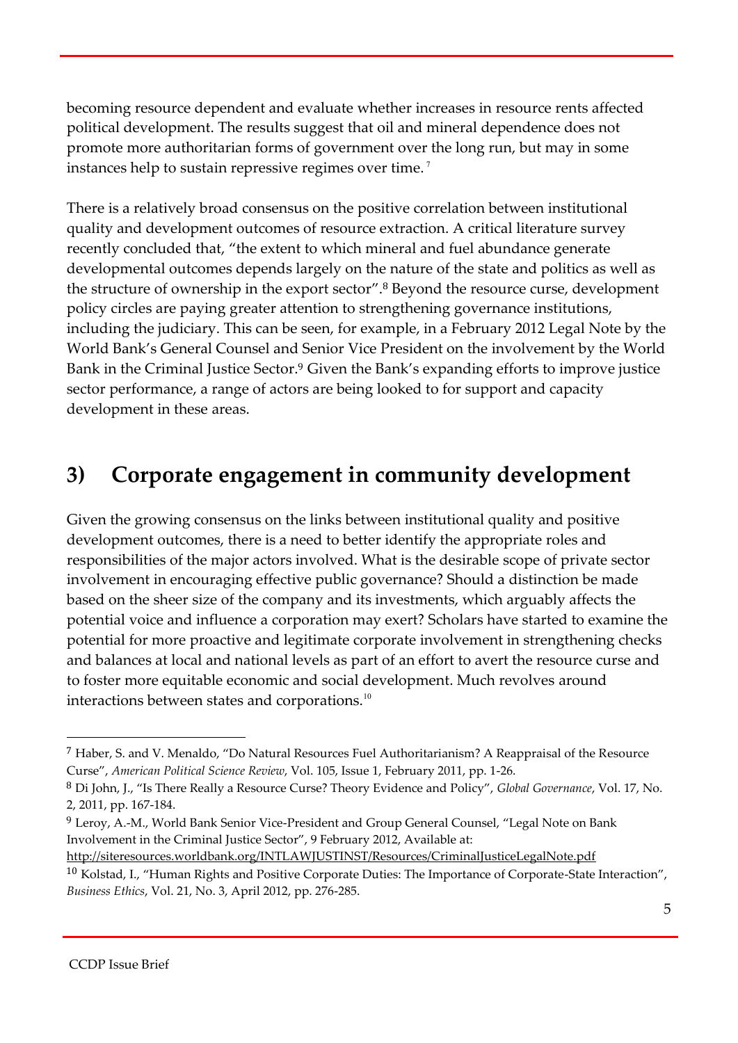becoming resource dependent and evaluate whether increases in resource rents affected political development. The results suggest that oil and mineral dependence does not promote more authoritarian forms of government over the long run, but may in some instances help to sustain repressive regimes over time.[7]

There is a relatively broad consensus on the positive correlation between institutional quality and development outcomes of resource extraction. A critical literature survey recently concluded that, "the extent to which mineral and fuel abundance generate developmental outcomes depends largely on the nature of the state and politics as well as the structure of ownership in the export sector".[8] Beyond the resource curse, development policy circles are paying greater attention to strengthening governance institutions, including the judiciary. This can be seen, for example, in a February 2012 Legal Note by the World Bank's General Counsel and Senior Vice President on the involvement by the World Bank in the Criminal Justice Sector.[9] Given the Bank's expanding efforts to improve justice sector performance, a range of actors are being looked to for support and capacity development in these areas.

## 3) Corporate engagement in community development

Given the growing consensus on the links between institutional quality and positive development outcomes, there is a need to better identify the appropriate roles and responsibilities of the major actors involved. What is the desirable scope of private sector involvement in encouraging effective public governance? Should a distinction be made based on the sheer size of the company and its investments, which arguably affects the potential voice and influence a corporation may exert? Scholars have started to examine the potential for more proactive and legitimate corporate involvement in strengthening checks and balances at local and national levels as part of an effort to avert the resource curse and to foster more equitable economic and social development. Much revolves around interactions between states and corporations.[10]

---

[7] Haber, S. and V. Menaldo, "Do Natural Resources Fuel Authoritarianism? A Reappraisal of the Resource Curse", *American Political Science Review*, Vol. 105, Issue 1, February 2011, pp. 1-26.

[8] Di John, J., "Is There Really a Resource Curse? Theory Evidence and Policy", *Global Governance*, Vol. 17, No. 2, 2011, pp. 167-184.

[9] Leroy, A.-M., World Bank Senior Vice-President and Group General Counsel, "Legal Note on Bank Involvement in the Criminal Justice Sector", 9 February 2012, Available at: http://siteresources.worldbank.org/INTLAWJUSTINST/Resources/CriminalJusticeLegalNote.pdf

[10] Kolstad, I., "Human Rights and Positive Corporate Duties: The Importance of Corporate-State Interaction", *Business Ethics*, Vol. 21, No. 3, April 2012, pp. 276-285.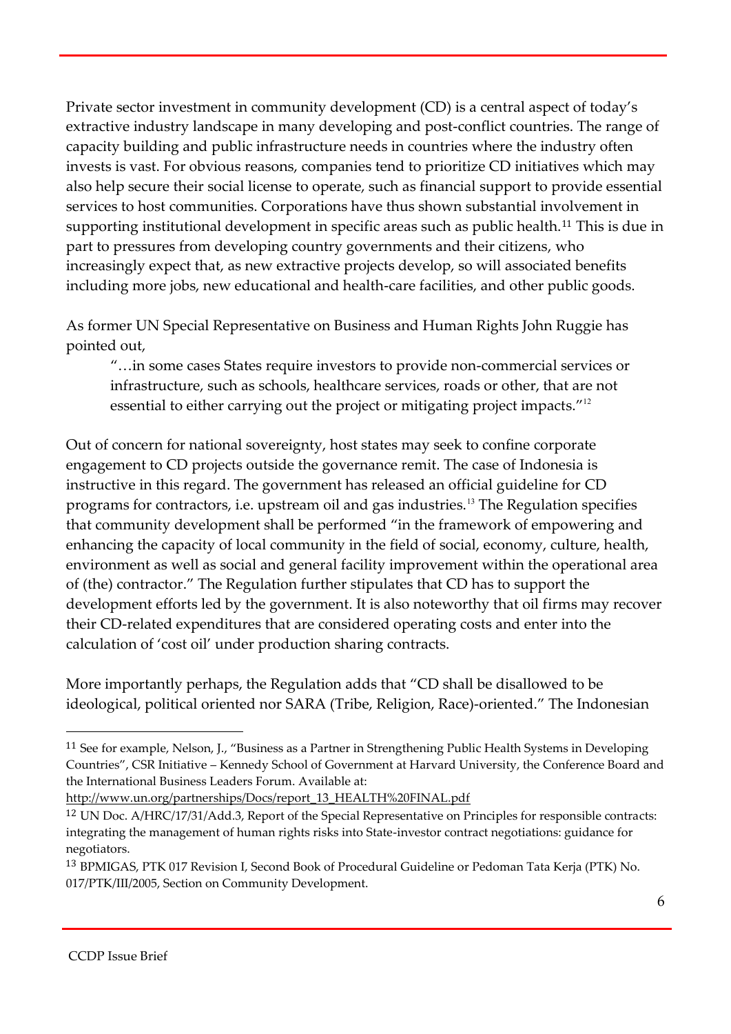Private sector investment in community development (CD) is a central aspect of today's extractive industry landscape in many developing and post-conflict countries. The range of capacity building and public infrastructure needs in countries where the industry often invests is vast. For obvious reasons, companies tend to prioritize CD initiatives which may also help secure their social license to operate, such as financial support to provide essential services to host communities. Corporations have thus shown substantial involvement in supporting institutional development in specific areas such as public health.[11] This is due in part to pressures from developing country governments and their citizens, who increasingly expect that, as new extractive projects develop, so will associated benefits including more jobs, new educational and health-care facilities, and other public goods.

As former UN Special Representative on Business and Human Rights John Ruggie has pointed out,

> "…in some cases States require investors to provide non-commercial services or infrastructure, such as schools, healthcare services, roads or other, that are not essential to either carrying out the project or mitigating project impacts."[12]

Out of concern for national sovereignty, host states may seek to confine corporate engagement to CD projects outside the governance remit. The case of Indonesia is instructive in this regard. The government has released an official guideline for CD programs for contractors, i.e. upstream oil and gas industries.[13] The Regulation specifies that community development shall be performed "in the framework of empowering and enhancing the capacity of local community in the field of social, economy, culture, health, environment as well as social and general facility improvement within the operational area of (the) contractor." The Regulation further stipulates that CD has to support the development efforts led by the government. It is also noteworthy that oil firms may recover their CD-related expenditures that are considered operating costs and enter into the calculation of 'cost oil' under production sharing contracts.

More importantly perhaps, the Regulation adds that "CD shall be disallowed to be ideological, political oriented nor SARA (Tribe, Religion, Race)-oriented." The Indonesian

---

[11] See for example, Nelson, J., "Business as a Partner in Strengthening Public Health Systems in Developing Countries", CSR Initiative – Kennedy School of Government at Harvard University, the Conference Board and the International Business Leaders Forum. Available at: http://www.un.org/partnerships/Docs/report_13_HEALTH%20FINAL.pdf

[12] UN Doc. A/HRC/17/31/Add.3, Report of the Special Representative on Principles for responsible contracts: integrating the management of human rights risks into State-investor contract negotiations: guidance for negotiators.

[13] BPMIGAS, PTK 017 Revision I, Second Book of Procedural Guideline or Pedoman Tata Kerja (PTK) No. 017/PTK/III/2005, Section on Community Development.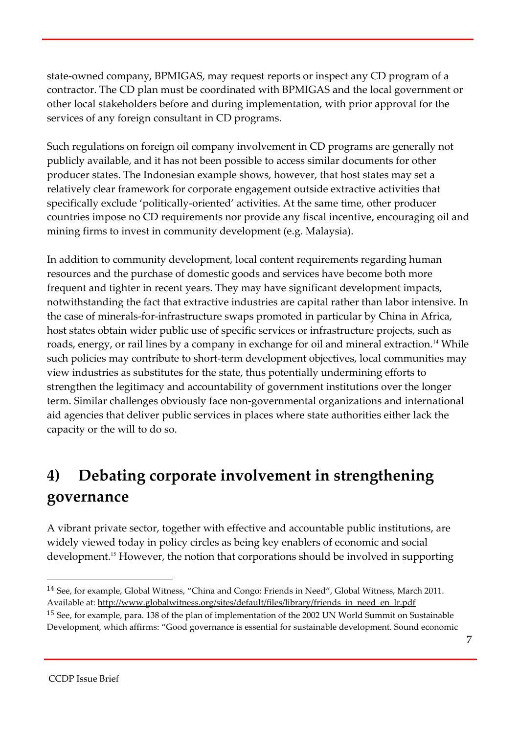state-owned company, BPMIGAS, may request reports or inspect any CD program of a contractor. The CD plan must be coordinated with BPMIGAS and the local government or other local stakeholders before and during implementation, with prior approval for the services of any foreign consultant in CD programs.

Such regulations on foreign oil company involvement in CD programs are generally not publicly available, and it has not been possible to access similar documents for other producer states. The Indonesian example shows, however, that host states may set a relatively clear framework for corporate engagement outside extractive activities that specifically exclude 'politically-oriented' activities. At the same time, other producer countries impose no CD requirements nor provide any fiscal incentive, encouraging oil and mining firms to invest in community development (e.g. Malaysia).

In addition to community development, local content requirements regarding human resources and the purchase of domestic goods and services have become both more frequent and tighter in recent years. They may have significant development impacts, notwithstanding the fact that extractive industries are capital rather than labor intensive. In the case of minerals-for-infrastructure swaps promoted in particular by China in Africa, host states obtain wider public use of specific services or infrastructure projects, such as roads, energy, or rail lines by a company in exchange for oil and mineral extraction.[14] While such policies may contribute to short-term development objectives, local communities may view industries as substitutes for the state, thus potentially undermining efforts to strengthen the legitimacy and accountability of government institutions over the longer term. Similar challenges obviously face non-governmental organizations and international aid agencies that deliver public services in places where state authorities either lack the capacity or the will to do so.

## 4) Debating corporate involvement in strengthening governance

A vibrant private sector, together with effective and accountable public institutions, are widely viewed today in policy circles as being key enablers of economic and social development.[15] However, the notion that corporations should be involved in supporting

---

[14] See, for example, Global Witness, "China and Congo: Friends in Need", Global Witness, March 2011. Available at: http://www.globalwitness.org/sites/default/files/library/friends_in_need_en_lr.pdf

[15] See, for example, para. 138 of the plan of implementation of the 2002 UN World Summit on Sustainable Development, which affirms: "Good governance is essential for sustainable development. Sound economic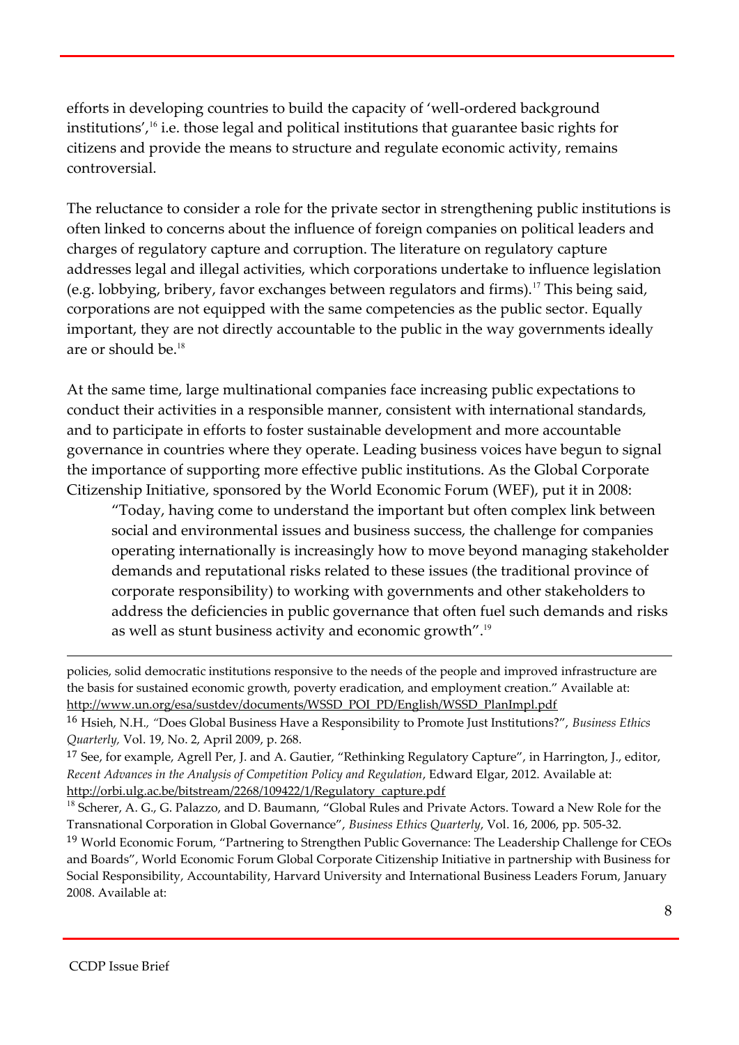efforts in developing countries to build the capacity of 'well-ordered background institutions',[16] i.e. those legal and political institutions that guarantee basic rights for citizens and provide the means to structure and regulate economic activity, remains controversial.

The reluctance to consider a role for the private sector in strengthening public institutions is often linked to concerns about the influence of foreign companies on political leaders and charges of regulatory capture and corruption. The literature on regulatory capture addresses legal and illegal activities, which corporations undertake to influence legislation (e.g. lobbying, bribery, favor exchanges between regulators and firms).[17] This being said, corporations are not equipped with the same competencies as the public sector. Equally important, they are not directly accountable to the public in the way governments ideally are or should be.[18]

At the same time, large multinational companies face increasing public expectations to conduct their activities in a responsible manner, consistent with international standards, and to participate in efforts to foster sustainable development and more accountable governance in countries where they operate. Leading business voices have begun to signal the importance of supporting more effective public institutions. As the Global Corporate Citizenship Initiative, sponsored by the World Economic Forum (WEF), put it in 2008:

> "Today, having come to understand the important but often complex link between social and environmental issues and business success, the challenge for companies operating internationally is increasingly how to move beyond managing stakeholder demands and reputational risks related to these issues (the traditional province of corporate responsibility) to working with governments and other stakeholders to address the deficiencies in public governance that often fuel such demands and risks as well as stunt business activity and economic growth".[19]

---

policies, solid democratic institutions responsive to the needs of the people and improved infrastructure are the basis for sustained economic growth, poverty eradication, and employment creation." Available at: http://www.un.org/esa/sustdev/documents/WSSD_POI_PD/English/WSSD_PlanImpl.pdf

[16] Hsieh, N.H., "Does Global Business Have a Responsibility to Promote Just Institutions?", *Business Ethics Quarterly,* Vol. 19, No. 2, April 2009, p. 268.

[17] See, for example, Agrell Per, J. and A. Gautier, "Rethinking Regulatory Capture", in Harrington, J., editor, *Recent Advances in the Analysis of Competition Policy and Regulation*, Edward Elgar, 2012. Available at: http://orbi.ulg.ac.be/bitstream/2268/109422/1/Regulatory_capture.pdf

[18] Scherer, A. G., G. Palazzo, and D. Baumann, "Global Rules and Private Actors. Toward a New Role for the Transnational Corporation in Global Governance", *Business Ethics Quarterly*, Vol. 16, 2006, pp. 505-32.

[19] World Economic Forum, "Partnering to Strengthen Public Governance: The Leadership Challenge for CEOs and Boards", World Economic Forum Global Corporate Citizenship Initiative in partnership with Business for Social Responsibility, Accountability, Harvard University and International Business Leaders Forum, January 2008. Available at: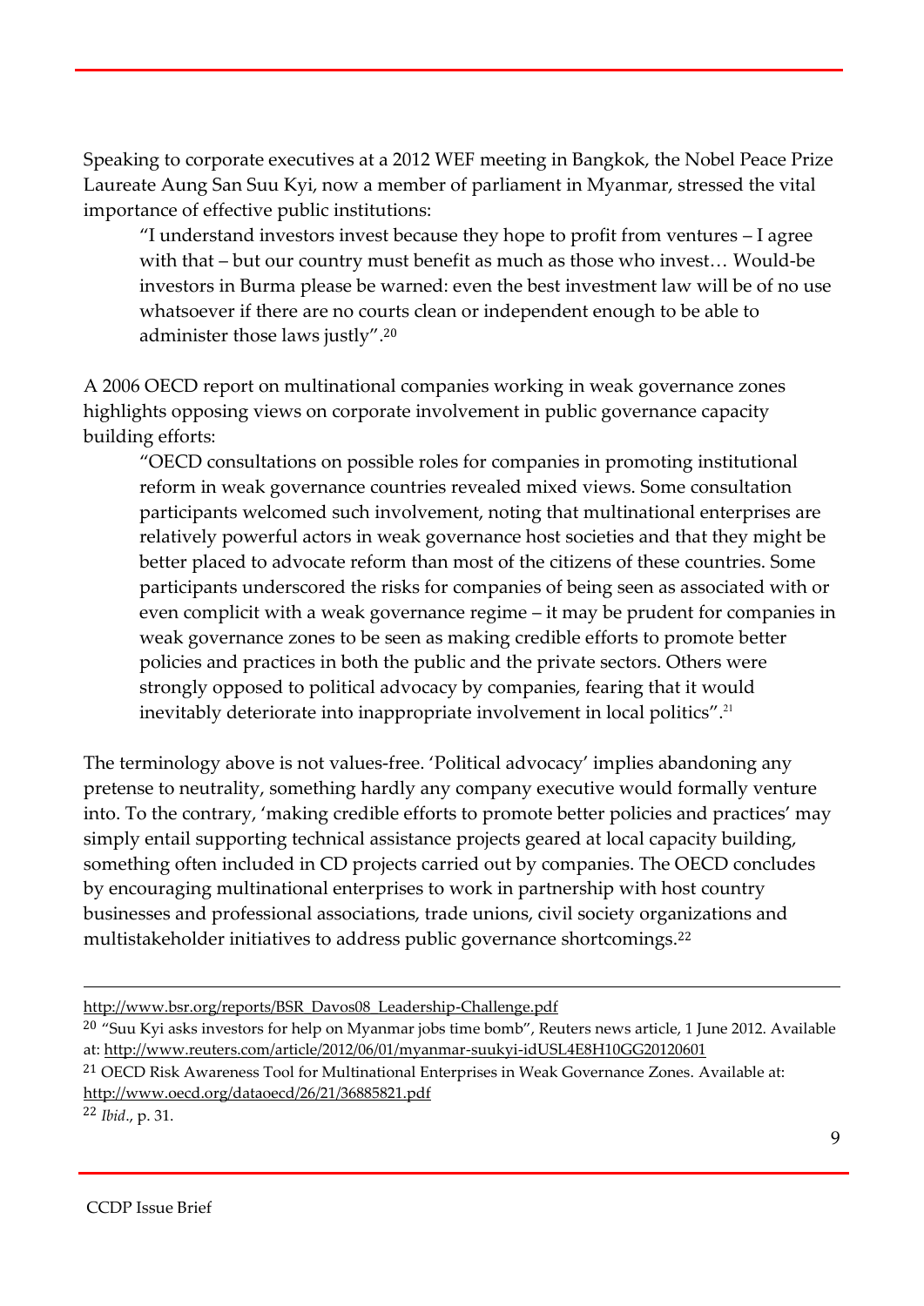Speaking to corporate executives at a 2012 WEF meeting in Bangkok, the Nobel Peace Prize Laureate Aung San Suu Kyi, now a member of parliament in Myanmar, stressed the vital importance of effective public institutions:

> "I understand investors invest because they hope to profit from ventures – I agree with that – but our country must benefit as much as those who invest… Would-be investors in Burma please be warned: even the best investment law will be of no use whatsoever if there are no courts clean or independent enough to be able to administer those laws justly".[20]

A 2006 OECD report on multinational companies working in weak governance zones highlights opposing views on corporate involvement in public governance capacity building efforts:

> "OECD consultations on possible roles for companies in promoting institutional reform in weak governance countries revealed mixed views. Some consultation participants welcomed such involvement, noting that multinational enterprises are relatively powerful actors in weak governance host societies and that they might be better placed to advocate reform than most of the citizens of these countries. Some participants underscored the risks for companies of being seen as associated with or even complicit with a weak governance regime – it may be prudent for companies in weak governance zones to be seen as making credible efforts to promote better policies and practices in both the public and the private sectors. Others were strongly opposed to political advocacy by companies, fearing that it would inevitably deteriorate into inappropriate involvement in local politics".[21]

The terminology above is not values-free. 'Political advocacy' implies abandoning any pretense to neutrality, something hardly any company executive would formally venture into. To the contrary, 'making credible efforts to promote better policies and practices' may simply entail supporting technical assistance projects geared at local capacity building, something often included in CD projects carried out by companies. The OECD concludes by encouraging multinational enterprises to work in partnership with host country businesses and professional associations, trade unions, civil society organizations and multistakeholder initiatives to address public governance shortcomings.[22]

---

http://www.bsr.org/reports/BSR_Davos08_Leadership-Challenge.pdf

[20] "Suu Kyi asks investors for help on Myanmar jobs time bomb", Reuters news article, 1 June 2012. Available at: http://www.reuters.com/article/2012/06/01/myanmar-suukyi-idUSL4E8H10GG20120601

[21] OECD Risk Awareness Tool for Multinational Enterprises in Weak Governance Zones. Available at: http://www.oecd.org/dataoecd/26/21/36885821.pdf

[22] *Ibid.*, p. 31.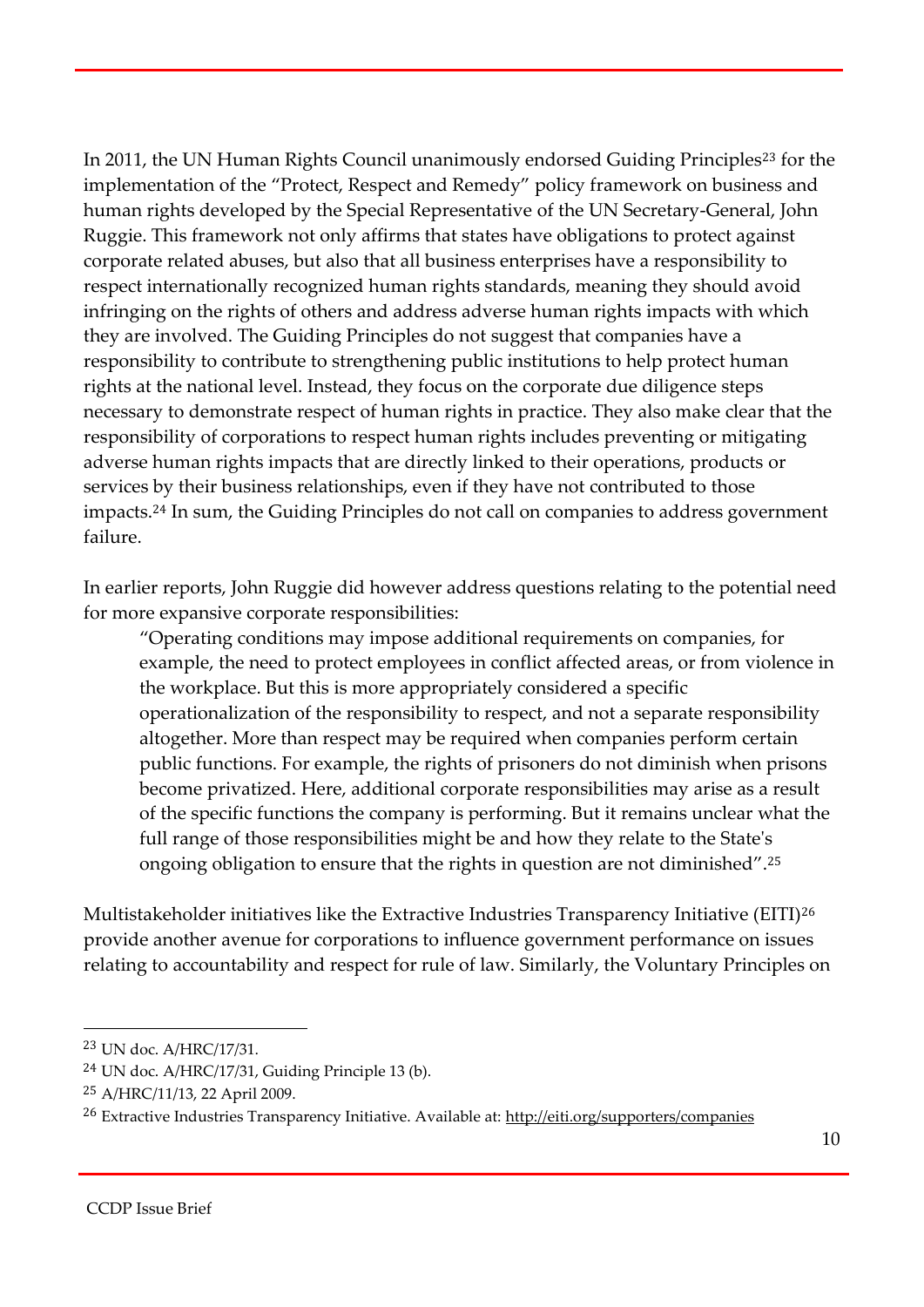In 2011, the UN Human Rights Council unanimously endorsed Guiding Principles[23] for the implementation of the "Protect, Respect and Remedy" policy framework on business and human rights developed by the Special Representative of the UN Secretary-General, John Ruggie. This framework not only affirms that states have obligations to protect against corporate related abuses, but also that all business enterprises have a responsibility to respect internationally recognized human rights standards, meaning they should avoid infringing on the rights of others and address adverse human rights impacts with which they are involved. The Guiding Principles do not suggest that companies have a responsibility to contribute to strengthening public institutions to help protect human rights at the national level. Instead, they focus on the corporate due diligence steps necessary to demonstrate respect of human rights in practice. They also make clear that the responsibility of corporations to respect human rights includes preventing or mitigating adverse human rights impacts that are directly linked to their operations, products or services by their business relationships, even if they have not contributed to those impacts.[24] In sum, the Guiding Principles do not call on companies to address government failure.

In earlier reports, John Ruggie did however address questions relating to the potential need for more expansive corporate responsibilities:

> "Operating conditions may impose additional requirements on companies, for example, the need to protect employees in conflict affected areas, or from violence in the workplace. But this is more appropriately considered a specific operationalization of the responsibility to respect, and not a separate responsibility altogether. More than respect may be required when companies perform certain public functions. For example, the rights of prisoners do not diminish when prisons become privatized. Here, additional corporate responsibilities may arise as a result of the specific functions the company is performing. But it remains unclear what the full range of those responsibilities might be and how they relate to the State's ongoing obligation to ensure that the rights in question are not diminished".[25]

Multistakeholder initiatives like the Extractive Industries Transparency Initiative (EITI)[26] provide another avenue for corporations to influence government performance on issues relating to accountability and respect for rule of law. Similarly, the Voluntary Principles on

---

[23] UN doc. A/HRC/17/31.

[24] UN doc. A/HRC/17/31, Guiding Principle 13 (b).

[25] A/HRC/11/13, 22 April 2009.

[26] Extractive Industries Transparency Initiative. Available at: http://eiti.org/supporters/companies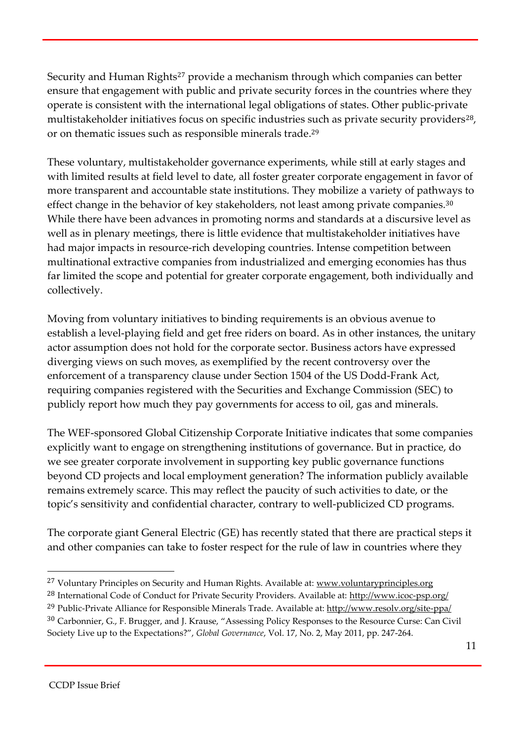Security and Human Rights[27] provide a mechanism through which companies can better ensure that engagement with public and private security forces in the countries where they operate is consistent with the international legal obligations of states. Other public-private multistakeholder initiatives focus on specific industries such as private security providers[28], or on thematic issues such as responsible minerals trade.[29]

These voluntary, multistakeholder governance experiments, while still at early stages and with limited results at field level to date, all foster greater corporate engagement in favor of more transparent and accountable state institutions. They mobilize a variety of pathways to effect change in the behavior of key stakeholders, not least among private companies.[30] While there have been advances in promoting norms and standards at a discursive level as well as in plenary meetings, there is little evidence that multistakeholder initiatives have had major impacts in resource-rich developing countries. Intense competition between multinational extractive companies from industrialized and emerging economies has thus far limited the scope and potential for greater corporate engagement, both individually and collectively.

Moving from voluntary initiatives to binding requirements is an obvious avenue to establish a level-playing field and get free riders on board. As in other instances, the unitary actor assumption does not hold for the corporate sector. Business actors have expressed diverging views on such moves, as exemplified by the recent controversy over the enforcement of a transparency clause under Section 1504 of the US Dodd-Frank Act, requiring companies registered with the Securities and Exchange Commission (SEC) to publicly report how much they pay governments for access to oil, gas and minerals.

The WEF-sponsored Global Citizenship Corporate Initiative indicates that some companies explicitly want to engage on strengthening institutions of governance. But in practice, do we see greater corporate involvement in supporting key public governance functions beyond CD projects and local employment generation? The information publicly available remains extremely scarce. This may reflect the paucity of such activities to date, or the topic's sensitivity and confidential character, contrary to well-publicized CD programs.

The corporate giant General Electric (GE) has recently stated that there are practical steps it and other companies can take to foster respect for the rule of law in countries where they

---

[27] Voluntary Principles on Security and Human Rights. Available at: www.voluntaryprinciples.org

[28] International Code of Conduct for Private Security Providers. Available at: http://www.icoc-psp.org/

[29] Public-Private Alliance for Responsible Minerals Trade. Available at: http://www.resolv.org/site-ppa/

[30] Carbonnier, G., F. Brugger, and J. Krause, "Assessing Policy Responses to the Resource Curse: Can Civil Society Live up to the Expectations?", *Global Governance*, Vol. 17, No. 2, May 2011, pp. 247-264.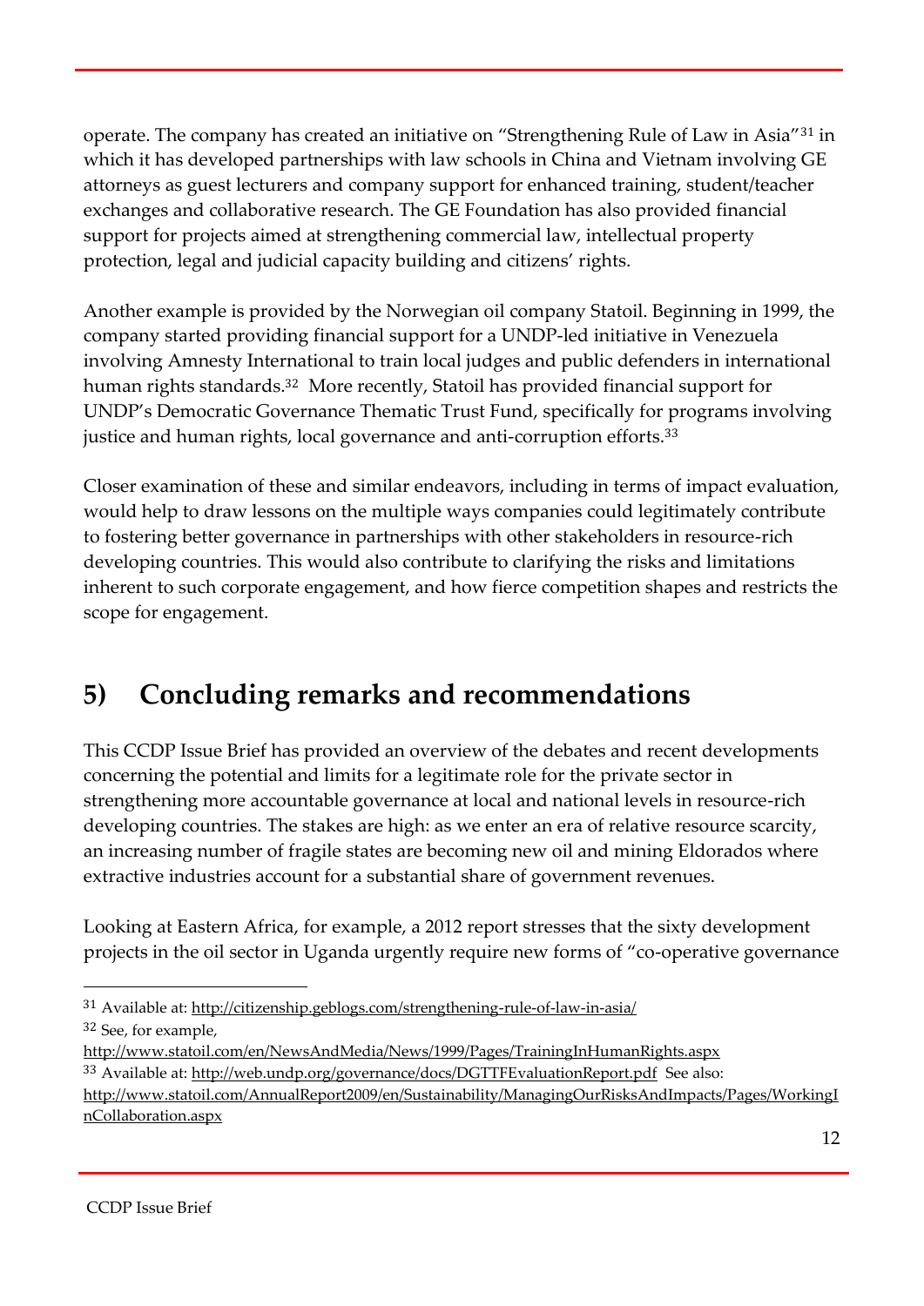operate. The company has created an initiative on "Strengthening Rule of Law in Asia"[31] in which it has developed partnerships with law schools in China and Vietnam involving GE attorneys as guest lecturers and company support for enhanced training, student/teacher exchanges and collaborative research. The GE Foundation has also provided financial support for projects aimed at strengthening commercial law, intellectual property protection, legal and judicial capacity building and citizens' rights.

Another example is provided by the Norwegian oil company Statoil. Beginning in 1999, the company started providing financial support for a UNDP-led initiative in Venezuela involving Amnesty International to train local judges and public defenders in international human rights standards.[32] More recently, Statoil has provided financial support for UNDP's Democratic Governance Thematic Trust Fund, specifically for programs involving justice and human rights, local governance and anti-corruption efforts.[33]

Closer examination of these and similar endeavors, including in terms of impact evaluation, would help to draw lessons on the multiple ways companies could legitimately contribute to fostering better governance in partnerships with other stakeholders in resource-rich developing countries. This would also contribute to clarifying the risks and limitations inherent to such corporate engagement, and how fierce competition shapes and restricts the scope for engagement.

## 5) Concluding remarks and recommendations

This CCDP Issue Brief has provided an overview of the debates and recent developments concerning the potential and limits for a legitimate role for the private sector in strengthening more accountable governance at local and national levels in resource-rich developing countries. The stakes are high: as we enter an era of relative resource scarcity, an increasing number of fragile states are becoming new oil and mining Eldorados where extractive industries account for a substantial share of government revenues.

Looking at Eastern Africa, for example, a 2012 report stresses that the sixty development projects in the oil sector in Uganda urgently require new forms of "co-operative governance

---

[31] Available at: http://citizenship.geblogs.com/strengthening-rule-of-law-in-asia/

[32] See, for example, http://www.statoil.com/en/NewsAndMedia/News/1999/Pages/TrainingInHumanRights.aspx

[33] Available at: http://web.undp.org/governance/docs/DGTTFEvaluationReport.pdf See also: http://www.statoil.com/AnnualReport2009/en/Sustainability/ManagingOurRisksAndImpacts/Pages/WorkingInCollaboration.aspx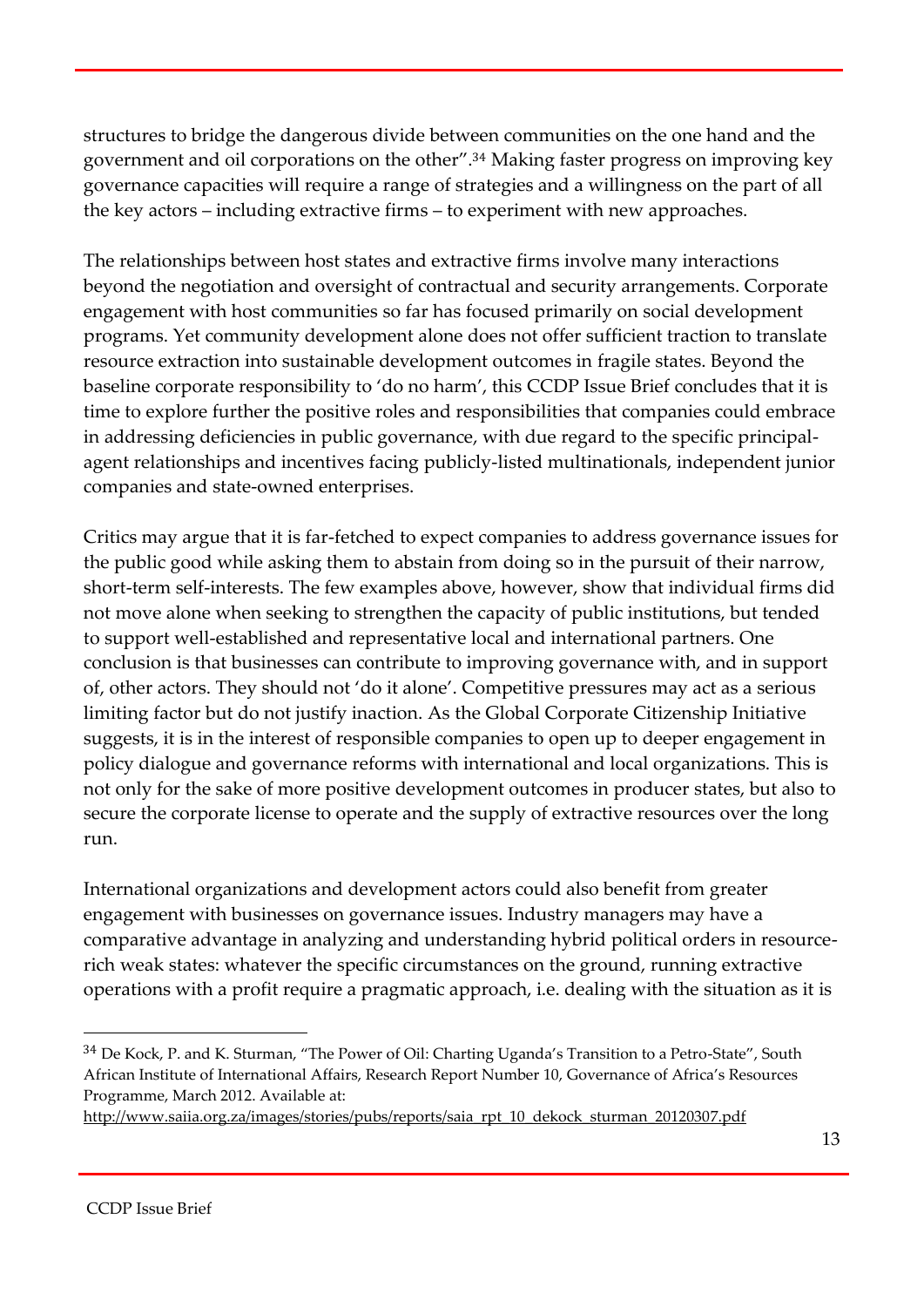structures to bridge the dangerous divide between communities on the one hand and the government and oil corporations on the other".[34] Making faster progress on improving key governance capacities will require a range of strategies and a willingness on the part of all the key actors – including extractive firms – to experiment with new approaches.

The relationships between host states and extractive firms involve many interactions beyond the negotiation and oversight of contractual and security arrangements. Corporate engagement with host communities so far has focused primarily on social development programs. Yet community development alone does not offer sufficient traction to translate resource extraction into sustainable development outcomes in fragile states. Beyond the baseline corporate responsibility to 'do no harm', this CCDP Issue Brief concludes that it is time to explore further the positive roles and responsibilities that companies could embrace in addressing deficiencies in public governance, with due regard to the specific principal-agent relationships and incentives facing publicly-listed multinationals, independent junior companies and state-owned enterprises.

Critics may argue that it is far-fetched to expect companies to address governance issues for the public good while asking them to abstain from doing so in the pursuit of their narrow, short-term self-interests. The few examples above, however, show that individual firms did not move alone when seeking to strengthen the capacity of public institutions, but tended to support well-established and representative local and international partners. One conclusion is that businesses can contribute to improving governance with, and in support of, other actors. They should not 'do it alone'. Competitive pressures may act as a serious limiting factor but do not justify inaction. As the Global Corporate Citizenship Initiative suggests, it is in the interest of responsible companies to open up to deeper engagement in policy dialogue and governance reforms with international and local organizations. This is not only for the sake of more positive development outcomes in producer states, but also to secure the corporate license to operate and the supply of extractive resources over the long run.

International organizations and development actors could also benefit from greater engagement with businesses on governance issues. Industry managers may have a comparative advantage in analyzing and understanding hybrid political orders in resource-rich weak states: whatever the specific circumstances on the ground, running extractive operations with a profit require a pragmatic approach, i.e. dealing with the situation as it is

---

[34] De Kock, P. and K. Sturman, "The Power of Oil: Charting Uganda's Transition to a Petro-State", South African Institute of International Affairs, Research Report Number 10, Governance of Africa's Resources Programme, March 2012. Available at: http://www.saiia.org.za/images/stories/pubs/reports/saia_rpt_10_dekock_sturman_20120307.pdf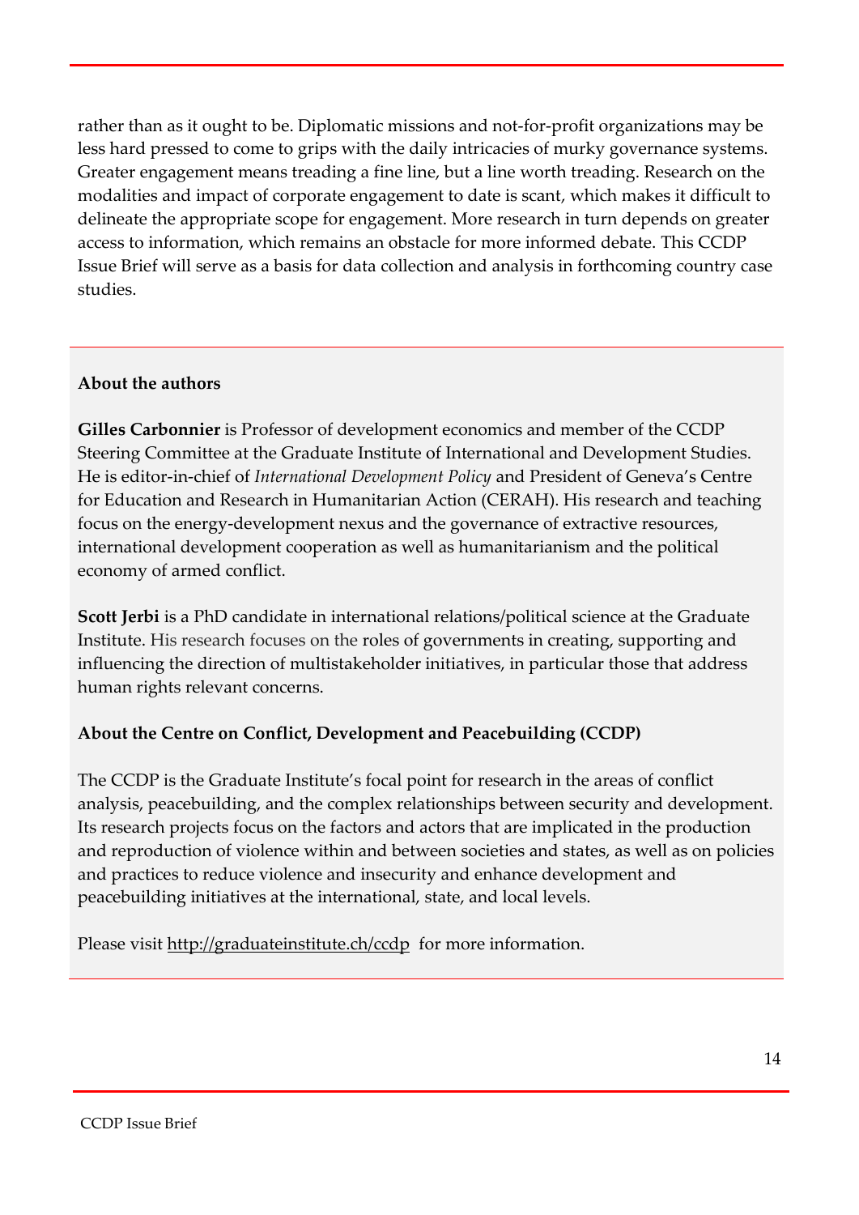rather than as it ought to be. Diplomatic missions and not-for-profit organizations may be less hard pressed to come to grips with the daily intricacies of murky governance systems. Greater engagement means treading a fine line, but a line worth treading. Research on the modalities and impact of corporate engagement to date is scant, which makes it difficult to delineate the appropriate scope for engagement. More research in turn depends on greater access to information, which remains an obstacle for more informed debate. This CCDP Issue Brief will serve as a basis for data collection and analysis in forthcoming country case studies.

**About the authors**

**Gilles Carbonnier** is Professor of development economics and member of the CCDP Steering Committee at the Graduate Institute of International and Development Studies. He is editor-in-chief of *International Development Policy* and President of Geneva's Centre for Education and Research in Humanitarian Action (CERAH). His research and teaching focus on the energy-development nexus and the governance of extractive resources, international development cooperation as well as humanitarianism and the political economy of armed conflict.

**Scott Jerbi** is a PhD candidate in international relations/political science at the Graduate Institute. His research focuses on the roles of governments in creating, supporting and influencing the direction of multistakeholder initiatives, in particular those that address human rights relevant concerns.

**About the Centre on Conflict, Development and Peacebuilding (CCDP)**

The CCDP is the Graduate Institute's focal point for research in the areas of conflict analysis, peacebuilding, and the complex relationships between security and development. Its research projects focus on the factors and actors that are implicated in the production and reproduction of violence within and between societies and states, as well as on policies and practices to reduce violence and insecurity and enhance development and peacebuilding initiatives at the international, state, and local levels.

Please visit http://graduateinstitute.ch/ccdp for more information.